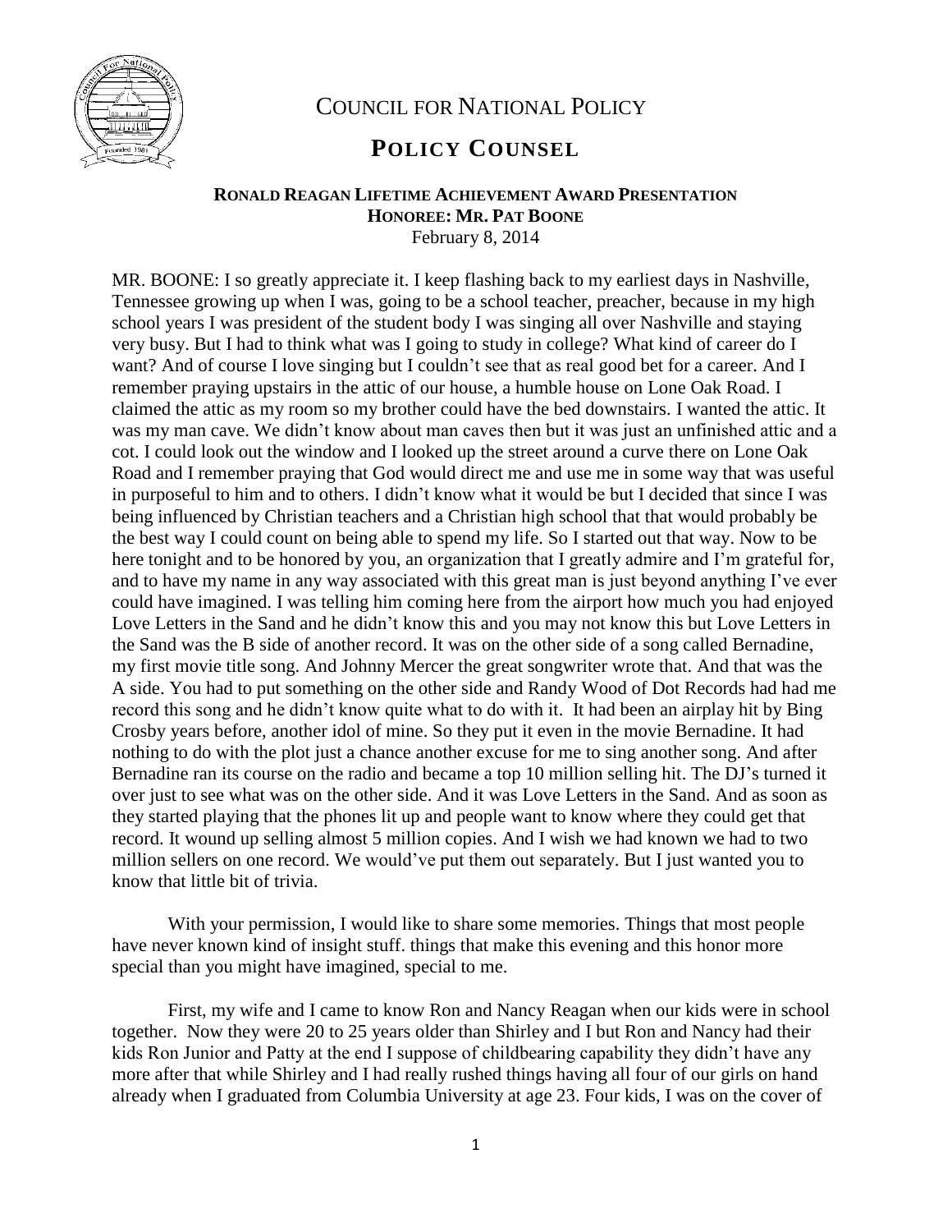# COUNCIL FOR NATIONAL POLICY

## POLICY COUNSEL

### RONALD REAGAN LIFETIME ACHIEVEMENT AWARD PRESENTATION
### HONOREE: MR. PAT BOONE

February 8, 2014

MR. BOONE: I so greatly appreciate it. I keep flashing back to my earliest days in Nashville, Tennessee growing up when I was, going to be a school teacher, preacher, because in my high school years I was president of the student body I was singing all over Nashville and staying very busy. But I had to think what was I going to study in college? What kind of career do I want? And of course I love singing but I couldn't see that as real good bet for a career. And I remember praying upstairs in the attic of our house, a humble house on Lone Oak Road. I claimed the attic as my room so my brother could have the bed downstairs. I wanted the attic. It was my man cave. We didn't know about man caves then but it was just an unfinished attic and a cot. I could look out the window and I looked up the street around a curve there on Lone Oak Road and I remember praying that God would direct me and use me in some way that was useful in purposeful to him and to others. I didn't know what it would be but I decided that since I was being influenced by Christian teachers and a Christian high school that that would probably be the best way I could count on being able to spend my life. So I started out that way. Now to be here tonight and to be honored by you, an organization that I greatly admire and I'm grateful for, and to have my name in any way associated with this great man is just beyond anything I've ever could have imagined. I was telling him coming here from the airport how much you had enjoyed Love Letters in the Sand and he didn't know this and you may not know this but Love Letters in the Sand was the B side of another record. It was on the other side of a song called Bernadine, my first movie title song. And Johnny Mercer the great songwriter wrote that. And that was the A side. You had to put something on the other side and Randy Wood of Dot Records had had me record this song and he didn't know quite what to do with it. It had been an airplay hit by Bing Crosby years before, another idol of mine. So they put it even in the movie Bernadine. It had nothing to do with the plot just a chance another excuse for me to sing another song. And after Bernadine ran its course on the radio and became a top 10 million selling hit. The DJ's turned it over just to see what was on the other side. And it was Love Letters in the Sand. And as soon as they started playing that the phones lit up and people want to know where they could get that record. It wound up selling almost 5 million copies. And I wish we had known we had to two million sellers on one record. We would've put them out separately. But I just wanted you to know that little bit of trivia.

With your permission, I would like to share some memories. Things that most people have never known kind of insight stuff. things that make this evening and this honor more special than you might have imagined, special to me.

First, my wife and I came to know Ron and Nancy Reagan when our kids were in school together. Now they were 20 to 25 years older than Shirley and I but Ron and Nancy had their kids Ron Junior and Patty at the end I suppose of childbearing capability they didn't have any more after that while Shirley and I had really rushed things having all four of our girls on hand already when I graduated from Columbia University at age 23. Four kids, I was on the cover of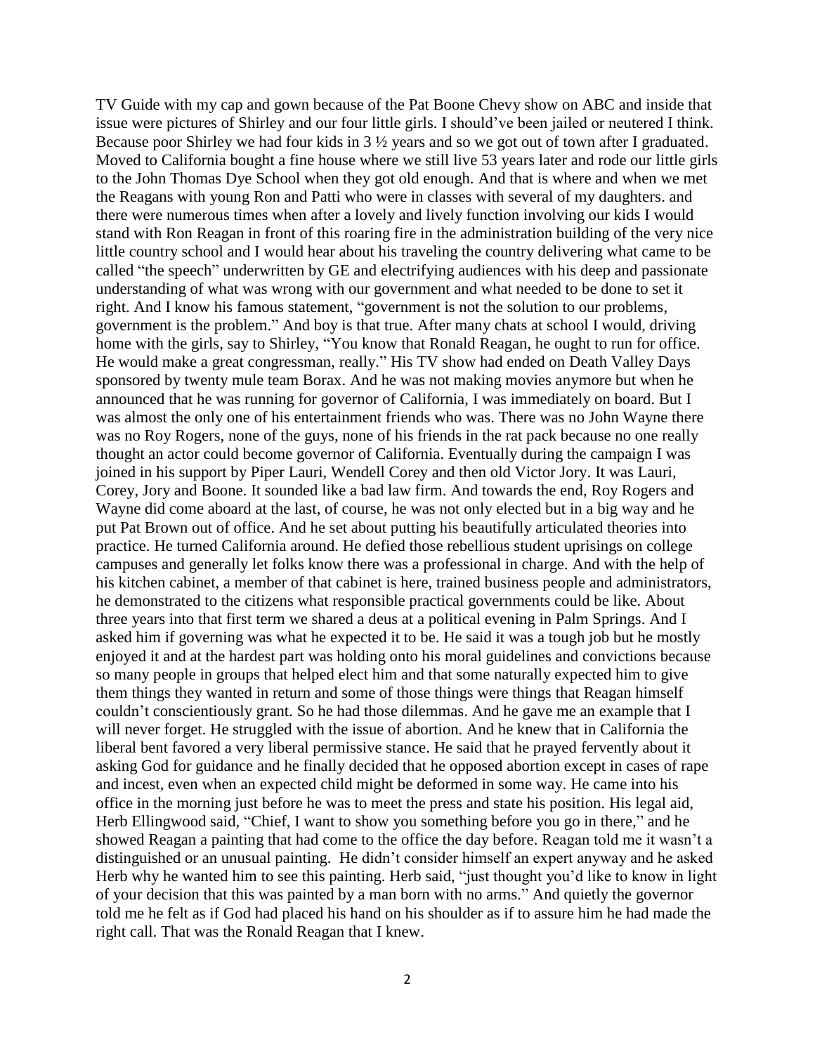TV Guide with my cap and gown because of the Pat Boone Chevy show on ABC and inside that issue were pictures of Shirley and our four little girls. I should've been jailed or neutered I think. Because poor Shirley we had four kids in 3 ½ years and so we got out of town after I graduated. Moved to California bought a fine house where we still live 53 years later and rode our little girls to the John Thomas Dye School when they got old enough. And that is where and when we met the Reagans with young Ron and Patti who were in classes with several of my daughters. and there were numerous times when after a lovely and lively function involving our kids I would stand with Ron Reagan in front of this roaring fire in the administration building of the very nice little country school and I would hear about his traveling the country delivering what came to be called "the speech" underwritten by GE and electrifying audiences with his deep and passionate understanding of what was wrong with our government and what needed to be done to set it right. And I know his famous statement, "government is not the solution to our problems, government is the problem." And boy is that true. After many chats at school I would, driving home with the girls, say to Shirley, "You know that Ronald Reagan, he ought to run for office. He would make a great congressman, really." His TV show had ended on Death Valley Days sponsored by twenty mule team Borax. And he was not making movies anymore but when he announced that he was running for governor of California, I was immediately on board. But I was almost the only one of his entertainment friends who was. There was no John Wayne there was no Roy Rogers, none of the guys, none of his friends in the rat pack because no one really thought an actor could become governor of California. Eventually during the campaign I was joined in his support by Piper Lauri, Wendell Corey and then old Victor Jory. It was Lauri, Corey, Jory and Boone. It sounded like a bad law firm. And towards the end, Roy Rogers and Wayne did come aboard at the last, of course, he was not only elected but in a big way and he put Pat Brown out of office. And he set about putting his beautifully articulated theories into practice. He turned California around. He defied those rebellious student uprisings on college campuses and generally let folks know there was a professional in charge. And with the help of his kitchen cabinet, a member of that cabinet is here, trained business people and administrators, he demonstrated to the citizens what responsible practical governments could be like. About three years into that first term we shared a deus at a political evening in Palm Springs. And I asked him if governing was what he expected it to be. He said it was a tough job but he mostly enjoyed it and at the hardest part was holding onto his moral guidelines and convictions because so many people in groups that helped elect him and that some naturally expected him to give them things they wanted in return and some of those things were things that Reagan himself couldn't conscientiously grant. So he had those dilemmas. And he gave me an example that I will never forget. He struggled with the issue of abortion. And he knew that in California the liberal bent favored a very liberal permissive stance. He said that he prayed fervently about it asking God for guidance and he finally decided that he opposed abortion except in cases of rape and incest, even when an expected child might be deformed in some way. He came into his office in the morning just before he was to meet the press and state his position. His legal aid, Herb Ellingwood said, "Chief, I want to show you something before you go in there," and he showed Reagan a painting that had come to the office the day before. Reagan told me it wasn't a distinguished or an unusual painting. He didn't consider himself an expert anyway and he asked Herb why he wanted him to see this painting. Herb said, "just thought you'd like to know in light of your decision that this was painted by a man born with no arms." And quietly the governor told me he felt as if God had placed his hand on his shoulder as if to assure him he had made the right call. That was the Ronald Reagan that I knew.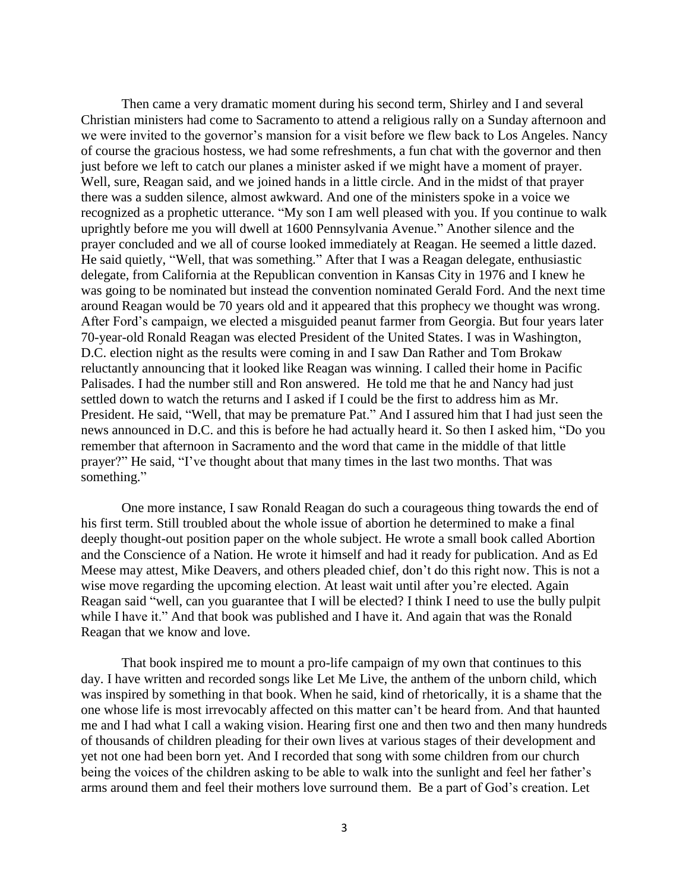Then came a very dramatic moment during his second term, Shirley and I and several Christian ministers had come to Sacramento to attend a religious rally on a Sunday afternoon and we were invited to the governor's mansion for a visit before we flew back to Los Angeles. Nancy of course the gracious hostess, we had some refreshments, a fun chat with the governor and then just before we left to catch our planes a minister asked if we might have a moment of prayer. Well, sure, Reagan said, and we joined hands in a little circle. And in the midst of that prayer there was a sudden silence, almost awkward. And one of the ministers spoke in a voice we recognized as a prophetic utterance. "My son I am well pleased with you. If you continue to walk uprightly before me you will dwell at 1600 Pennsylvania Avenue." Another silence and the prayer concluded and we all of course looked immediately at Reagan. He seemed a little dazed. He said quietly, "Well, that was something." After that I was a Reagan delegate, enthusiastic delegate, from California at the Republican convention in Kansas City in 1976 and I knew he was going to be nominated but instead the convention nominated Gerald Ford. And the next time around Reagan would be 70 years old and it appeared that this prophecy we thought was wrong. After Ford's campaign, we elected a misguided peanut farmer from Georgia. But four years later 70-year-old Ronald Reagan was elected President of the United States. I was in Washington, D.C. election night as the results were coming in and I saw Dan Rather and Tom Brokaw reluctantly announcing that it looked like Reagan was winning. I called their home in Pacific Palisades. I had the number still and Ron answered. He told me that he and Nancy had just settled down to watch the returns and I asked if I could be the first to address him as Mr. President. He said, "Well, that may be premature Pat." And I assured him that I had just seen the news announced in D.C. and this is before he had actually heard it. So then I asked him, "Do you remember that afternoon in Sacramento and the word that came in the middle of that little prayer?" He said, "I've thought about that many times in the last two months. That was something."

One more instance, I saw Ronald Reagan do such a courageous thing towards the end of his first term. Still troubled about the whole issue of abortion he determined to make a final deeply thought-out position paper on the whole subject. He wrote a small book called Abortion and the Conscience of a Nation. He wrote it himself and had it ready for publication. And as Ed Meese may attest, Mike Deavers, and others pleaded chief, don't do this right now. This is not a wise move regarding the upcoming election. At least wait until after you're elected. Again Reagan said "well, can you guarantee that I will be elected? I think I need to use the bully pulpit while I have it." And that book was published and I have it. And again that was the Ronald Reagan that we know and love.

That book inspired me to mount a pro-life campaign of my own that continues to this day. I have written and recorded songs like Let Me Live, the anthem of the unborn child, which was inspired by something in that book. When he said, kind of rhetorically, it is a shame that the one whose life is most irrevocably affected on this matter can't be heard from. And that haunted me and I had what I call a waking vision. Hearing first one and then two and then many hundreds of thousands of children pleading for their own lives at various stages of their development and yet not one had been born yet. And I recorded that song with some children from our church being the voices of the children asking to be able to walk into the sunlight and feel her father's arms around them and feel their mothers love surround them. Be a part of God's creation. Let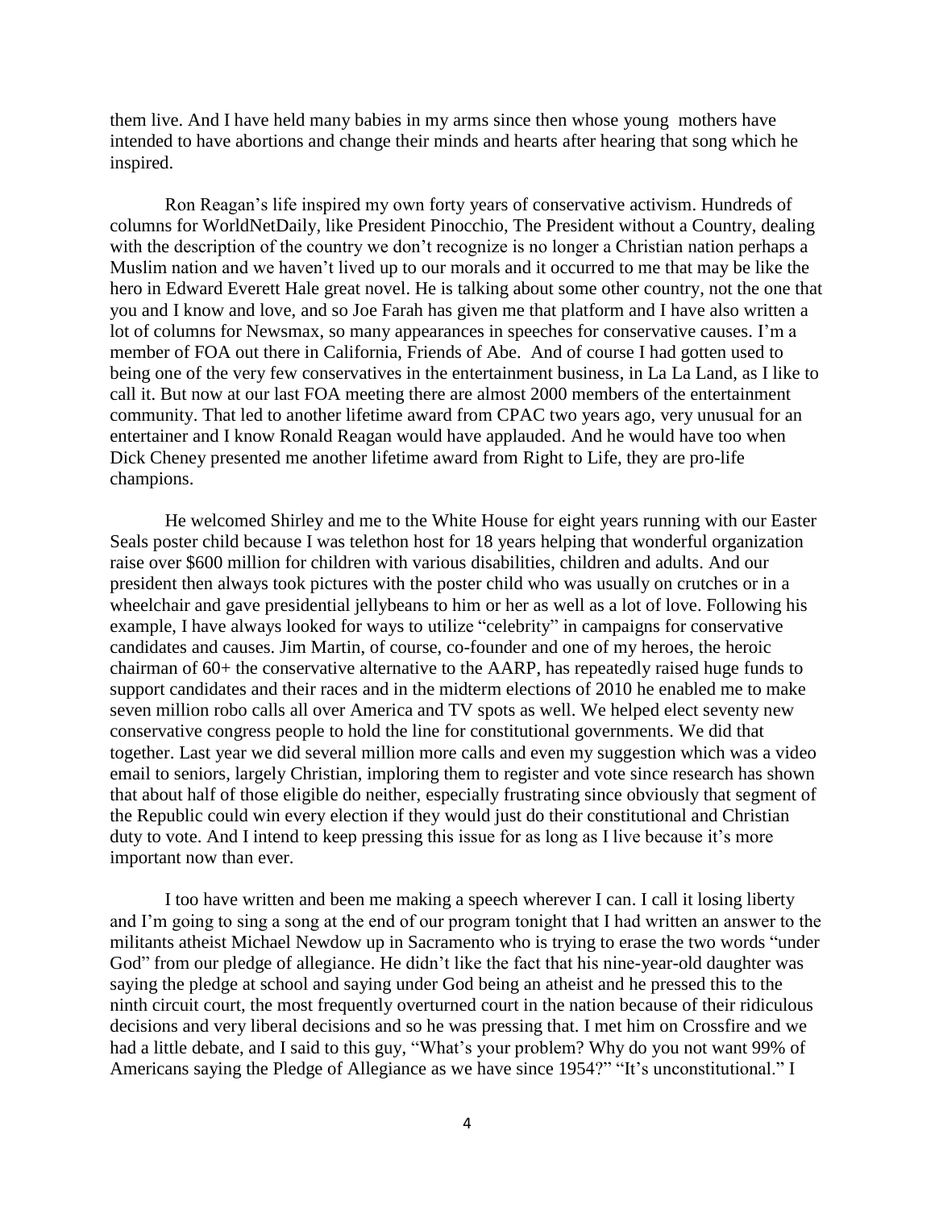them live. And I have held many babies in my arms since then whose young mothers have intended to have abortions and change their minds and hearts after hearing that song which he inspired.

Ron Reagan's life inspired my own forty years of conservative activism. Hundreds of columns for WorldNetDaily, like President Pinocchio, The President without a Country, dealing with the description of the country we don't recognize is no longer a Christian nation perhaps a Muslim nation and we haven't lived up to our morals and it occurred to me that may be like the hero in Edward Everett Hale great novel. He is talking about some other country, not the one that you and I know and love, and so Joe Farah has given me that platform and I have also written a lot of columns for Newsmax, so many appearances in speeches for conservative causes. I'm a member of FOA out there in California, Friends of Abe. And of course I had gotten used to being one of the very few conservatives in the entertainment business, in La La Land, as I like to call it. But now at our last FOA meeting there are almost 2000 members of the entertainment community. That led to another lifetime award from CPAC two years ago, very unusual for an entertainer and I know Ronald Reagan would have applauded. And he would have too when Dick Cheney presented me another lifetime award from Right to Life, they are pro-life champions.

He welcomed Shirley and me to the White House for eight years running with our Easter Seals poster child because I was telethon host for 18 years helping that wonderful organization raise over $600 million for children with various disabilities, children and adults. And our president then always took pictures with the poster child who was usually on crutches or in a wheelchair and gave presidential jellybeans to him or her as well as a lot of love. Following his example, I have always looked for ways to utilize "celebrity" in campaigns for conservative candidates and causes. Jim Martin, of course, co-founder and one of my heroes, the heroic chairman of 60+ the conservative alternative to the AARP, has repeatedly raised huge funds to support candidates and their races and in the midterm elections of 2010 he enabled me to make seven million robo calls all over America and TV spots as well. We helped elect seventy new conservative congress people to hold the line for constitutional governments. We did that together. Last year we did several million more calls and even my suggestion which was a video email to seniors, largely Christian, imploring them to register and vote since research has shown that about half of those eligible do neither, especially frustrating since obviously that segment of the Republic could win every election if they would just do their constitutional and Christian duty to vote. And I intend to keep pressing this issue for as long as I live because it's more important now than ever.

I too have written and been me making a speech wherever I can. I call it losing liberty and I'm going to sing a song at the end of our program tonight that I had written an answer to the militants atheist Michael Newdow up in Sacramento who is trying to erase the two words "under God" from our pledge of allegiance. He didn't like the fact that his nine-year-old daughter was saying the pledge at school and saying under God being an atheist and he pressed this to the ninth circuit court, the most frequently overturned court in the nation because of their ridiculous decisions and very liberal decisions and so he was pressing that. I met him on Crossfire and we had a little debate, and I said to this guy, "What's your problem? Why do you not want 99% of Americans saying the Pledge of Allegiance as we have since 1954?" "It's unconstitutional." I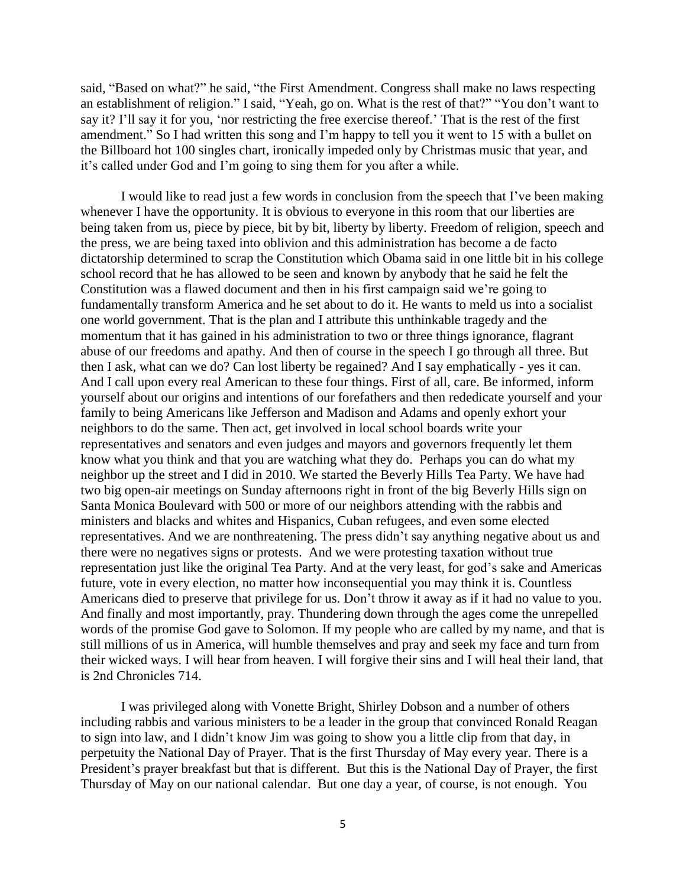said, “Based on what?” he said, “the First Amendment. Congress shall make no laws respecting an establishment of religion.” I said, “Yeah, go on. What is the rest of that?” “You don’t want to say it? I’ll say it for you, ‘nor restricting the free exercise thereof.’ That is the rest of the first amendment.” So I had written this song and I’m happy to tell you it went to 15 with a bullet on the Billboard hot 100 singles chart, ironically impeded only by Christmas music that year, and it’s called under God and I’m going to sing them for you after a while.

I would like to read just a few words in conclusion from the speech that I’ve been making whenever I have the opportunity. It is obvious to everyone in this room that our liberties are being taken from us, piece by piece, bit by bit, liberty by liberty. Freedom of religion, speech and the press, we are being taxed into oblivion and this administration has become a de facto dictatorship determined to scrap the Constitution which Obama said in one little bit in his college school record that he has allowed to be seen and known by anybody that he said he felt the Constitution was a flawed document and then in his first campaign said we’re going to fundamentally transform America and he set about to do it. He wants to meld us into a socialist one world government. That is the plan and I attribute this unthinkable tragedy and the momentum that it has gained in his administration to two or three things ignorance, flagrant abuse of our freedoms and apathy. And then of course in the speech I go through all three. But then I ask, what can we do? Can lost liberty be regained? And I say emphatically - yes it can. And I call upon every real American to these four things. First of all, care. Be informed, inform yourself about our origins and intentions of our forefathers and then rededicate yourself and your family to being Americans like Jefferson and Madison and Adams and openly exhort your neighbors to do the same. Then act, get involved in local school boards write your representatives and senators and even judges and mayors and governors frequently let them know what you think and that you are watching what they do. Perhaps you can do what my neighbor up the street and I did in 2010. We started the Beverly Hills Tea Party. We have had two big open-air meetings on Sunday afternoons right in front of the big Beverly Hills sign on Santa Monica Boulevard with 500 or more of our neighbors attending with the rabbis and ministers and blacks and whites and Hispanics, Cuban refugees, and even some elected representatives. And we are nonthreatening. The press didn’t say anything negative about us and there were no negatives signs or protests. And we were protesting taxation without true representation just like the original Tea Party. And at the very least, for god’s sake and Americas future, vote in every election, no matter how inconsequential you may think it is. Countless Americans died to preserve that privilege for us. Don’t throw it away as if it had no value to you. And finally and most importantly, pray. Thundering down through the ages come the unrepelled words of the promise God gave to Solomon. If my people who are called by my name, and that is still millions of us in America, will humble themselves and pray and seek my face and turn from their wicked ways. I will hear from heaven. I will forgive their sins and I will heal their land, that is 2nd Chronicles 714.

I was privileged along with Vonette Bright, Shirley Dobson and a number of others including rabbis and various ministers to be a leader in the group that convinced Ronald Reagan to sign into law, and I didn’t know Jim was going to show you a little clip from that day, in perpetuity the National Day of Prayer. That is the first Thursday of May every year. There is a President’s prayer breakfast but that is different. But this is the National Day of Prayer, the first Thursday of May on our national calendar. But one day a year, of course, is not enough. You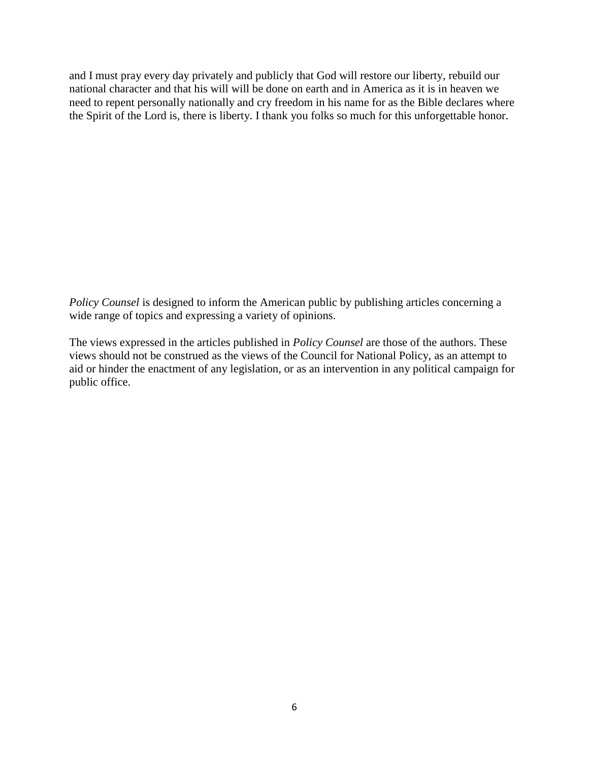and I must pray every day privately and publicly that God will restore our liberty, rebuild our national character and that his will will be done on earth and in America as it is in heaven we need to repent personally nationally and cry freedom in his name for as the Bible declares where the Spirit of the Lord is, there is liberty. I thank you folks so much for this unforgettable honor.

*Policy Counsel* is designed to inform the American public by publishing articles concerning a wide range of topics and expressing a variety of opinions.

The views expressed in the articles published in *Policy Counsel* are those of the authors. These views should not be construed as the views of the Council for National Policy, as an attempt to aid or hinder the enactment of any legislation, or as an intervention in any political campaign for public office.